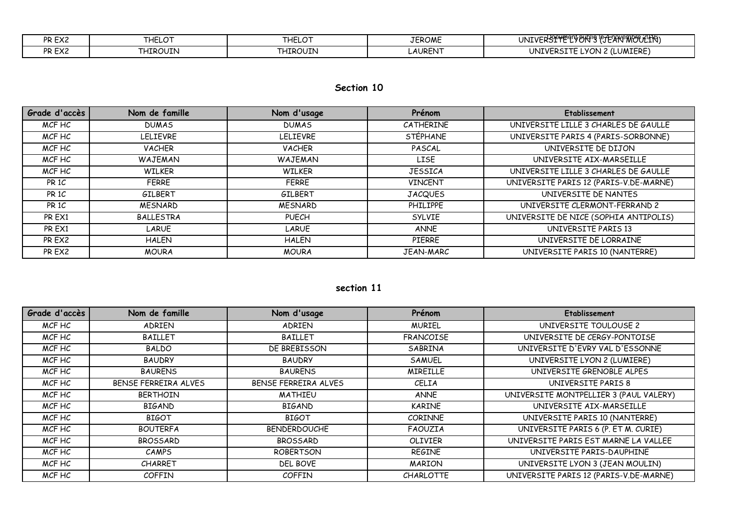| PR EX2 | THELOT | THELOT | JEROME | UNIVERSITE LYON 3 (JEAN MOULIN) |
|---|---|---|---|---|
| PR EX2 | THIROUIN | THIROUIN | LAURENT | UNIVERSITE LYON 2 (LUMIERE) |

## Section 10

| Grade d'accès | Nom de famille | Nom d'usage | Prénom | Etablissement |
|---|---|---|---|---|
| MCF HC | DUMAS | DUMAS | CATHERINE | UNIVERSITE LILLE 3 CHARLES DE GAULLE |
| MCF HC | LELIEVRE | LELIEVRE | STÉPHANE | UNIVERSITE PARIS 4 (PARIS-SORBONNE) |
| MCF HC | VACHER | VACHER | PASCAL | UNIVERSITE DE DIJON |
| MCF HC | WAJEMAN | WAJEMAN | LISE | UNIVERSITE AIX-MARSEILLE |
| MCF HC | WILKER | WILKER | JESSICA | UNIVERSITE LILLE 3 CHARLES DE GAULLE |
| PR 1C | FERRE | FERRE | VINCENT | UNIVERSITE PARIS 12 (PARIS-V.DE-MARNE) |
| PR 1C | GILBERT | GILBERT | JACQUES | UNIVERSITE DE NANTES |
| PR 1C | MESNARD | MESNARD | PHILIPPE | UNIVERSITE CLERMONT-FERRAND 2 |
| PR EX1 | BALLESTRA | PUECH | SYLVIE | UNIVERSITE DE NICE (SOPHIA ANTIPOLIS) |
| PR EX1 | LARUE | LARUE | ANNE | UNIVERSITE PARIS 13 |
| PR EX2 | HALEN | HALEN | PIERRE | UNIVERSITE DE LORRAINE |
| PR EX2 | MOURA | MOURA | JEAN-MARC | UNIVERSITE PARIS 10 (NANTERRE) |

## section 11

| Grade d'accès | Nom de famille | Nom d'usage | Prénom | Etablissement |
|---|---|---|---|---|
| MCF HC | ADRIEN | ADRIEN | MURIEL | UNIVERSITE TOULOUSE 2 |
| MCF HC | BAILLET | BAILLET | FRANCOISE | UNIVERSITE DE CERGY-PONTOISE |
| MCF HC | BALDO | DE BREBISSON | SABRINA | UNIVERSITE D'EVRY VAL D'ESSONNE |
| MCF HC | BAUDRY | BAUDRY | SAMUEL | UNIVERSITE LYON 2 (LUMIERE) |
| MCF HC | BAURENS | BAURENS | MIREILLE | UNIVERSITE GRENOBLE ALPES |
| MCF HC | BENSE FERREIRA ALVES | BENSE FERREIRA ALVES | CELIA | UNIVERSITE PARIS 8 |
| MCF HC | BERTHOIN | MATHIEU | ANNE | UNIVERSITE MONTPELLIER 3 (PAUL VALERY) |
| MCF HC | BIGAND | BIGAND | KARINE | UNIVERSITE AIX-MARSEILLE |
| MCF HC | BIGOT | BIGOT | CORINNE | UNIVERSITE PARIS 10 (NANTERRE) |
| MCF HC | BOUTERFA | BENDERDOUCHE | FAOUZIA | UNIVERSITE PARIS 6 (P. ET M. CURIE) |
| MCF HC | BROSSARD | BROSSARD | OLIVIER | UNIVERSITE PARIS EST MARNE LA VALLEE |
| MCF HC | CAMPS | ROBERTSON | REGINE | UNIVERSITE PARIS-DAUPHINE |
| MCF HC | CHARRET | DEL BOVE | MARION | UNIVERSITE LYON 3 (JEAN MOULIN) |
| MCF HC | COFFIN | COFFIN | CHARLOTTE | UNIVERSITE PARIS 12 (PARIS-V.DE-MARNE) |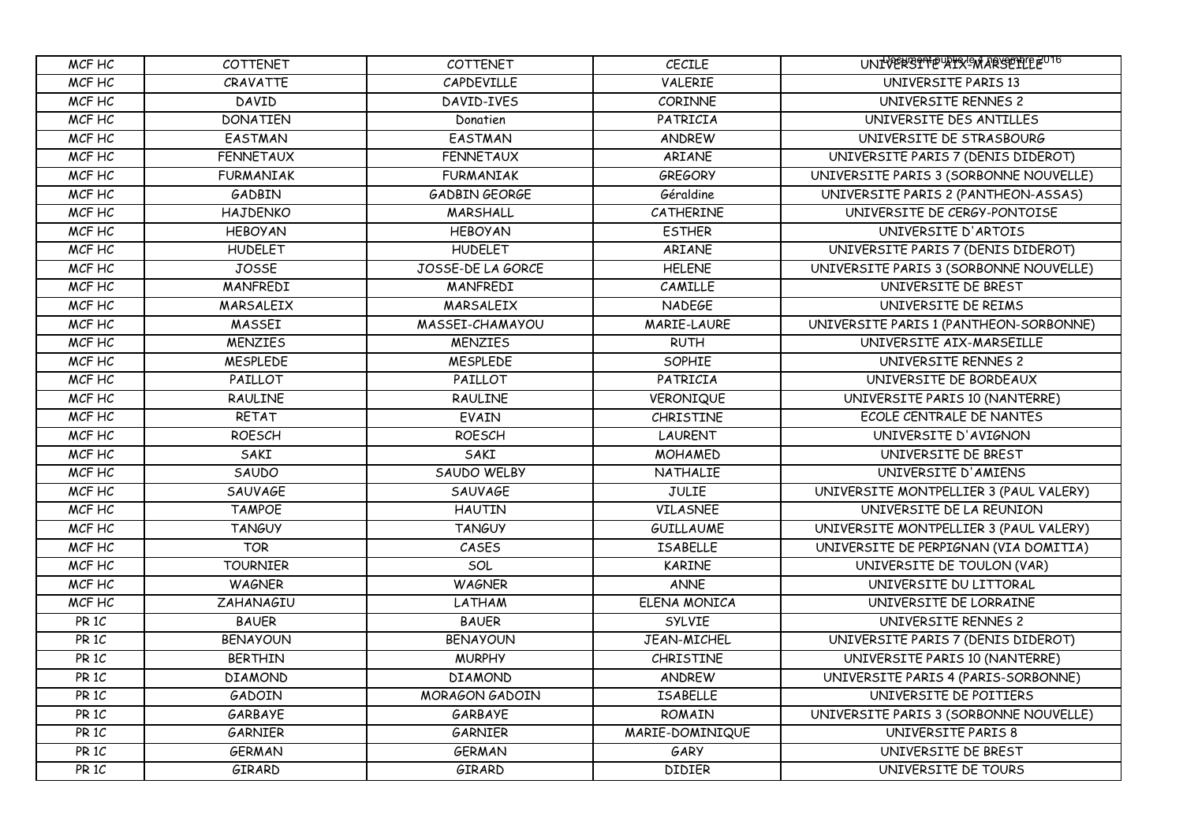| MCF HC | COTTENET | COTTENET | CECILE | UNIVERSITE AIX-MARSEILLE |
|---|---|---|---|---|
| MCF HC | CRAVATTE | CAPDEVILLE | VALERIE | UNIVERSITE PARIS 13 |
| MCF HC | DAVID | DAVID-IVES | CORINNE | UNIVERSITE RENNES 2 |
| MCF HC | DONATIEN | Donatien | PATRICIA | UNIVERSITE DES ANTILLES |
| MCF HC | EASTMAN | EASTMAN | ANDREW | UNIVERSITE DE STRASBOURG |
| MCF HC | FENNETAUX | FENNETAUX | ARIANE | UNIVERSITE PARIS 7 (DENIS DIDEROT) |
| MCF HC | FURMANIAK | FURMANIAK | GREGORY | UNIVERSITE PARIS 3 (SORBONNE NOUVELLE) |
| MCF HC | GADBIN | GADBIN GEORGE | Géraldine | UNIVERSITE PARIS 2 (PANTHEON-ASSAS) |
| MCF HC | HAJDENKO | MARSHALL | CATHERINE | UNIVERSITE DE CERGY-PONTOISE |
| MCF HC | HEBOYAN | HEBOYAN | ESTHER | UNIVERSITE D'ARTOIS |
| MCF HC | HUDELET | HUDELET | ARIANE | UNIVERSITE PARIS 7 (DENIS DIDEROT) |
| MCF HC | JOSSE | JOSSE-DE LA GORCE | HELENE | UNIVERSITE PARIS 3 (SORBONNE NOUVELLE) |
| MCF HC | MANFREDI | MANFREDI | CAMILLE | UNIVERSITE DE BREST |
| MCF HC | MARSALEIX | MARSALEIX | NADEGE | UNIVERSITE DE REIMS |
| MCF HC | MASSEI | MASSEI-CHAMAYOU | MARIE-LAURE | UNIVERSITE PARIS 1 (PANTHEON-SORBONNE) |
| MCF HC | MENZIES | MENZIES | RUTH | UNIVERSITE AIX-MARSEILLE |
| MCF HC | MESPLEDE | MESPLEDE | SOPHIE | UNIVERSITE RENNES 2 |
| MCF HC | PAILLOT | PAILLOT | PATRICIA | UNIVERSITE DE BORDEAUX |
| MCF HC | RAULINE | RAULINE | VERONIQUE | UNIVERSITE PARIS 10 (NANTERRE) |
| MCF HC | RETAT | EVAIN | CHRISTINE | ECOLE CENTRALE DE NANTES |
| MCF HC | ROESCH | ROESCH | LAURENT | UNIVERSITE D'AVIGNON |
| MCF HC | SAKI | SAKI | MOHAMED | UNIVERSITE DE BREST |
| MCF HC | SAUDO | SAUDO WELBY | NATHALIE | UNIVERSITE D'AMIENS |
| MCF HC | SAUVAGE | SAUVAGE | JULIE | UNIVERSITE MONTPELLIER 3 (PAUL VALERY) |
| MCF HC | TAMPOE | HAUTIN | VILASNEE | UNIVERSITE DE LA REUNION |
| MCF HC | TANGUY | TANGUY | GUILLAUME | UNIVERSITE MONTPELLIER 3 (PAUL VALERY) |
| MCF HC | TOR | CASES | ISABELLE | UNIVERSITE DE PERPIGNAN (VIA DOMITIA) |
| MCF HC | TOURNIER | SOL | KARINE | UNIVERSITE DE TOULON (VAR) |
| MCF HC | WAGNER | WAGNER | ANNE | UNIVERSITE DU LITTORAL |
| MCF HC | ZAHANAGIU | LATHAM | ELENA MONICA | UNIVERSITE DE LORRAINE |
| PR 1C | BAUER | BAUER | SYLVIE | UNIVERSITE RENNES 2 |
| PR 1C | BENAYOUN | BENAYOUN | JEAN-MICHEL | UNIVERSITE PARIS 7 (DENIS DIDEROT) |
| PR 1C | BERTHIN | MURPHY | CHRISTINE | UNIVERSITE PARIS 10 (NANTERRE) |
| PR 1C | DIAMOND | DIAMOND | ANDREW | UNIVERSITE PARIS 4 (PARIS-SORBONNE) |
| PR 1C | GADOIN | MORAGON GADOIN | ISABELLE | UNIVERSITE DE POITIERS |
| PR 1C | GARBAYE | GARBAYE | ROMAIN | UNIVERSITE PARIS 3 (SORBONNE NOUVELLE) |
| PR 1C | GARNIER | GARNIER | MARIE-DOMINIQUE | UNIVERSITE PARIS 8 |
| PR 1C | GERMAN | GERMAN | GARY | UNIVERSITE DE BREST |
| PR 1C | GIRARD | GIRARD | DIDIER | UNIVERSITE DE TOURS |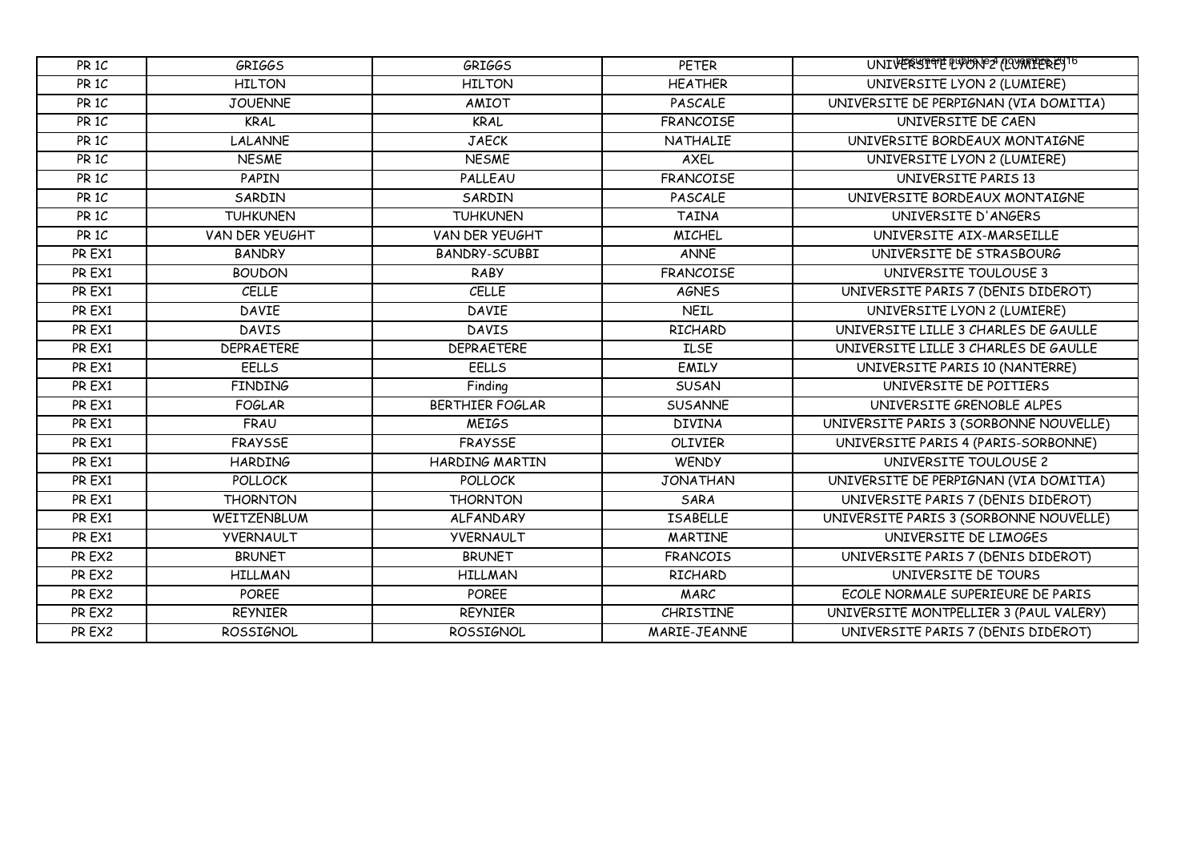| | | | | |
|---|---|---|---|---|
| PR 1C | GRIGGS | GRIGGS | PETER | UNIVERSITE LYON 2 (LUMIERE) |
| PR 1C | HILTON | HILTON | HEATHER | UNIVERSITE LYON 2 (LUMIERE) |
| PR 1C | JOUENNE | AMIOT | PASCALE | UNIVERSITE DE PERPIGNAN (VIA DOMITIA) |
| PR 1C | KRAL | KRAL | FRANCOISE | UNIVERSITE DE CAEN |
| PR 1C | LALANNE | JAECK | NATHALIE | UNIVERSITE BORDEAUX MONTAIGNE |
| PR 1C | NESME | NESME | AXEL | UNIVERSITE LYON 2 (LUMIERE) |
| PR 1C | PAPIN | PALLEAU | FRANCOISE | UNIVERSITE PARIS 13 |
| PR 1C | SARDIN | SARDIN | PASCALE | UNIVERSITE BORDEAUX MONTAIGNE |
| PR 1C | TUHKUNEN | TUHKUNEN | TAINA | UNIVERSITE D'ANGERS |
| PR 1C | VAN DER YEUGHT | VAN DER YEUGHT | MICHEL | UNIVERSITE AIX-MARSEILLE |
| PR EX1 | BANDRY | BANDRY-SCUBBI | ANNE | UNIVERSITE DE STRASBOURG |
| PR EX1 | BOUDON | RABY | FRANCOISE | UNIVERSITE TOULOUSE 3 |
| PR EX1 | CELLE | CELLE | AGNES | UNIVERSITE PARIS 7 (DENIS DIDEROT) |
| PR EX1 | DAVIE | DAVIE | NEIL | UNIVERSITE LYON 2 (LUMIERE) |
| PR EX1 | DAVIS | DAVIS | RICHARD | UNIVERSITE LILLE 3 CHARLES DE GAULLE |
| PR EX1 | DEPRAETERE | DEPRAETERE | ILSE | UNIVERSITE LILLE 3 CHARLES DE GAULLE |
| PR EX1 | EELLS | EELLS | EMILY | UNIVERSITE PARIS 10 (NANTERRE) |
| PR EX1 | FINDING | Finding | SUSAN | UNIVERSITE DE POITIERS |
| PR EX1 | FOGLAR | BERTHIER FOGLAR | SUSANNE | UNIVERSITE GRENOBLE ALPES |
| PR EX1 | FRAU | MEIGS | DIVINA | UNIVERSITE PARIS 3 (SORBONNE NOUVELLE) |
| PR EX1 | FRAYSSE | FRAYSSE | OLIVIER | UNIVERSITE PARIS 4 (PARIS-SORBONNE) |
| PR EX1 | HARDING | HARDING MARTIN | WENDY | UNIVERSITE TOULOUSE 2 |
| PR EX1 | POLLOCK | POLLOCK | JONATHAN | UNIVERSITE DE PERPIGNAN (VIA DOMITIA) |
| PR EX1 | THORNTON | THORNTON | SARA | UNIVERSITE PARIS 7 (DENIS DIDEROT) |
| PR EX1 | WEITZENBLUM | ALFANDARY | ISABELLE | UNIVERSITE PARIS 3 (SORBONNE NOUVELLE) |
| PR EX1 | YVERNAULT | YVERNAULT | MARTINE | UNIVERSITE DE LIMOGES |
| PR EX2 | BRUNET | BRUNET | FRANCOIS | UNIVERSITE PARIS 7 (DENIS DIDEROT) |
| PR EX2 | HILLMAN | HILLMAN | RICHARD | UNIVERSITE DE TOURS |
| PR EX2 | POREE | POREE | MARC | ECOLE NORMALE SUPERIEURE DE PARIS |
| PR EX2 | REYNIER | REYNIER | CHRISTINE | UNIVERSITE MONTPELLIER 3 (PAUL VALERY) |
| PR EX2 | ROSSIGNOL | ROSSIGNOL | MARIE-JEANNE | UNIVERSITE PARIS 7 (DENIS DIDEROT) |